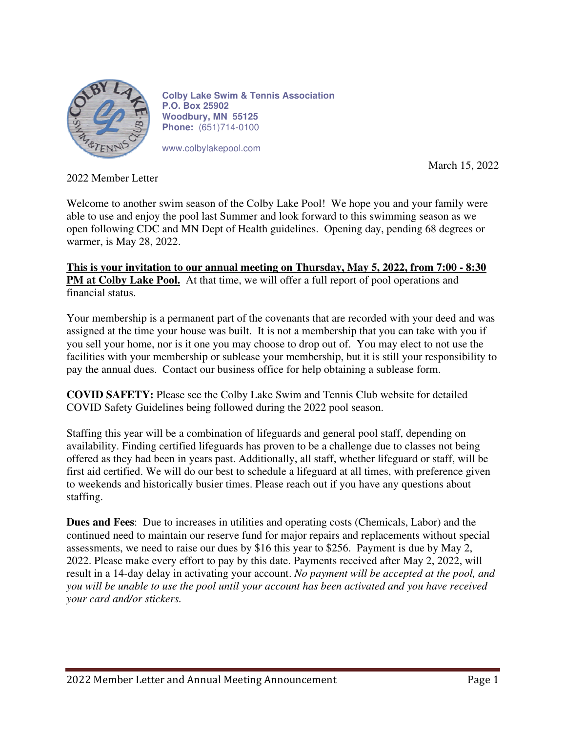**Colby Lake Swim & Tennis Association**
**P.O. Box 25902**
**Woodbury, MN 55125**
**Phone:** (651)714-0100

www.colbylakepool.com

March 15, 2022

2022 Member Letter

Welcome to another swim season of the Colby Lake Pool! We hope you and your family were able to use and enjoy the pool last Summer and look forward to this swimming season as we open following CDC and MN Dept of Health guidelines. Opening day, pending 68 degrees or warmer, is May 28, 2022.

**This is your invitation to our annual meeting on Thursday, May 5, 2022, from 7:00 - 8:30 PM at Colby Lake Pool.** At that time, we will offer a full report of pool operations and financial status.

Your membership is a permanent part of the covenants that are recorded with your deed and was assigned at the time your house was built. It is not a membership that you can take with you if you sell your home, nor is it one you may choose to drop out of. You may elect to not use the facilities with your membership or sublease your membership, but it is still your responsibility to pay the annual dues. Contact our business office for help obtaining a sublease form.

**COVID SAFETY:** Please see the Colby Lake Swim and Tennis Club website for detailed COVID Safety Guidelines being followed during the 2022 pool season.

Staffing this year will be a combination of lifeguards and general pool staff, depending on availability. Finding certified lifeguards has proven to be a challenge due to classes not being offered as they had been in years past. Additionally, all staff, whether lifeguard or staff, will be first aid certified. We will do our best to schedule a lifeguard at all times, with preference given to weekends and historically busier times. Please reach out if you have any questions about staffing.

**Dues and Fees**: Due to increases in utilities and operating costs (Chemicals, Labor) and the continued need to maintain our reserve fund for major repairs and replacements without special assessments, we need to raise our dues by $16 this year to $256. Payment is due by May 2, 2022. Please make every effort to pay by this date. Payments received after May 2, 2022, will result in a 14-day delay in activating your account. *No payment will be accepted at the pool, and you will be unable to use the pool until your account has been activated and you have received your card and/or stickers.*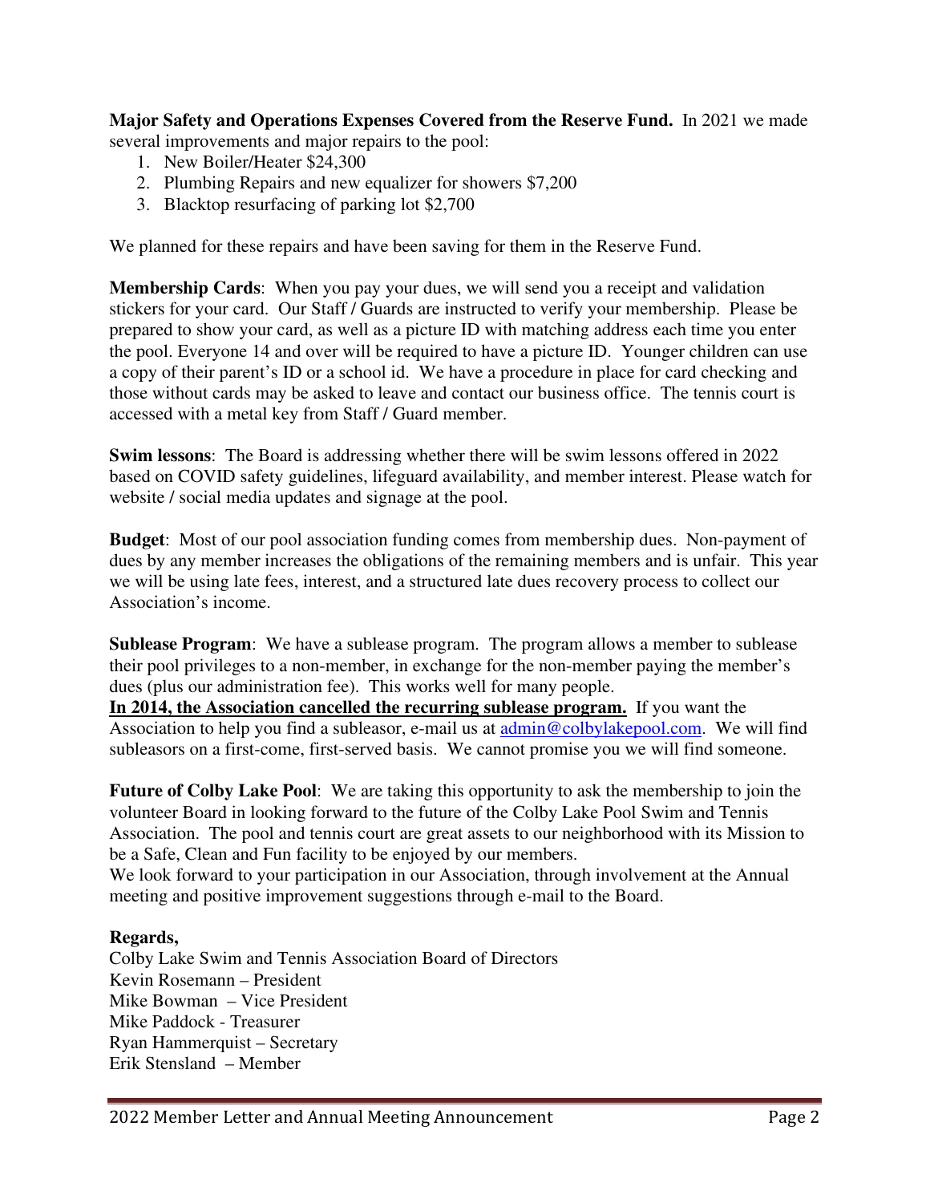**Major Safety and Operations Expenses Covered from the Reserve Fund.** In 2021 we made several improvements and major repairs to the pool:

1. New Boiler/Heater $24,300
2. Plumbing Repairs and new equalizer for showers $7,200
3. Blacktop resurfacing of parking lot $2,700

We planned for these repairs and have been saving for them in the Reserve Fund.

**Membership Cards**: When you pay your dues, we will send you a receipt and validation stickers for your card. Our Staff / Guards are instructed to verify your membership. Please be prepared to show your card, as well as a picture ID with matching address each time you enter the pool. Everyone 14 and over will be required to have a picture ID. Younger children can use a copy of their parent's ID or a school id. We have a procedure in place for card checking and those without cards may be asked to leave and contact our business office. The tennis court is accessed with a metal key from Staff / Guard member.

**Swim lessons**: The Board is addressing whether there will be swim lessons offered in 2022 based on COVID safety guidelines, lifeguard availability, and member interest. Please watch for website / social media updates and signage at the pool.

**Budget**: Most of our pool association funding comes from membership dues. Non-payment of dues by any member increases the obligations of the remaining members and is unfair. This year we will be using late fees, interest, and a structured late dues recovery process to collect our Association's income.

**Sublease Program**: We have a sublease program. The program allows a member to sublease their pool privileges to a non-member, in exchange for the non-member paying the member's dues (plus our administration fee). This works well for many people.
**In 2014, the Association cancelled the recurring sublease program.** If you want the Association to help you find a subleasor, e-mail us at admin@colbylakepool.com. We will find subleasors on a first-come, first-served basis. We cannot promise you we will find someone.

**Future of Colby Lake Pool**: We are taking this opportunity to ask the membership to join the volunteer Board in looking forward to the future of the Colby Lake Pool Swim and Tennis Association. The pool and tennis court are great assets to our neighborhood with its Mission to be a Safe, Clean and Fun facility to be enjoyed by our members.
We look forward to your participation in our Association, through involvement at the Annual meeting and positive improvement suggestions through e-mail to the Board.

**Regards,**
Colby Lake Swim and Tennis Association Board of Directors
Kevin Rosemann – President
Mike Bowman – Vice President
Mike Paddock - Treasurer
Ryan Hammerquist – Secretary
Erik Stensland – Member